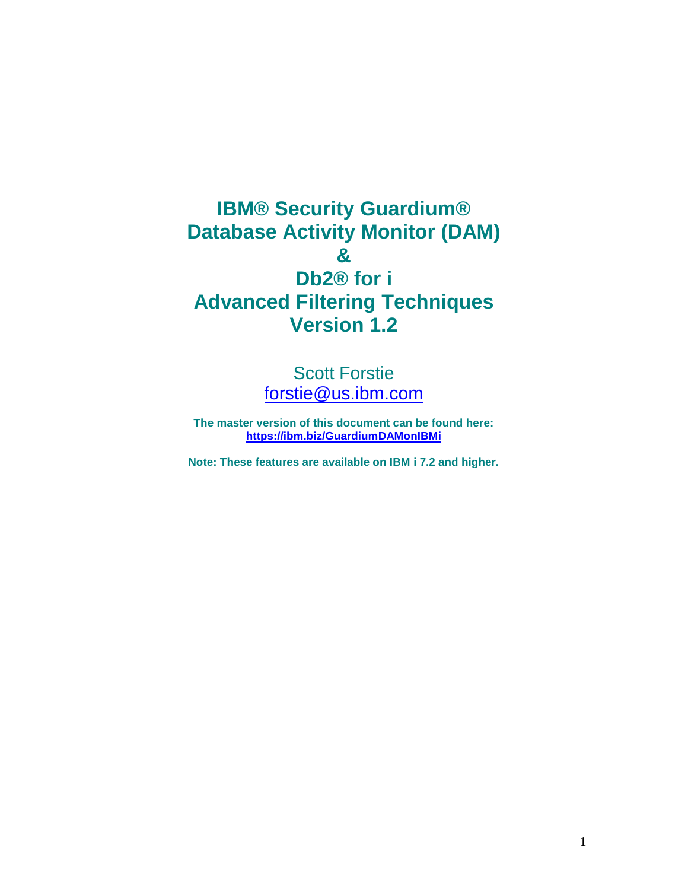# IBM® Security Guardium® Database Activity Monitor (DAM) & Db2® for i Advanced Filtering Techniques Version 1.2

Scott Forstie
forstie@us.ibm.com

**The master version of this document can be found here:**
**https://ibm.biz/GuardiumDAMonIBMi**

**Note: These features are available on IBM i 7.2 and higher.**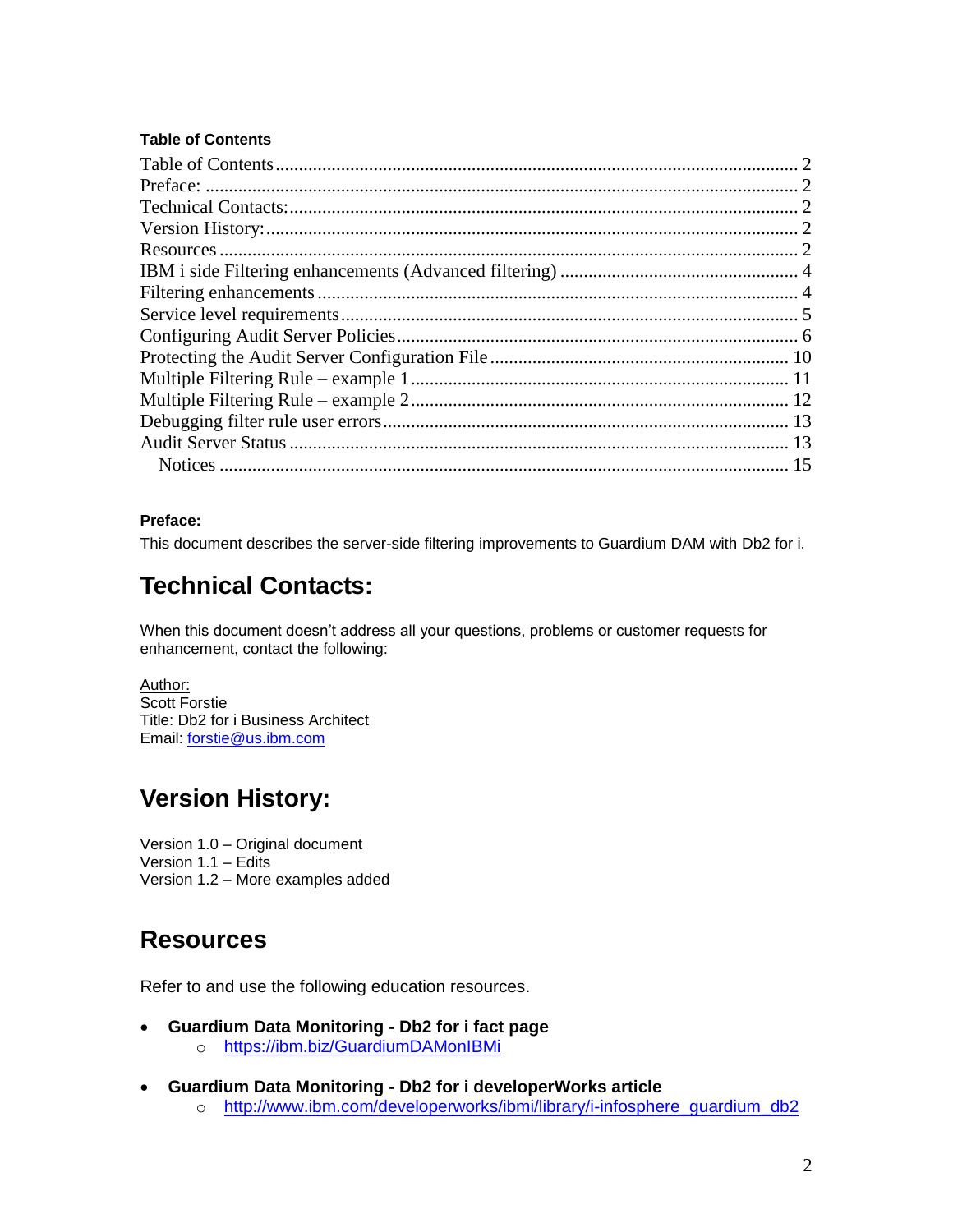**Table of Contents**

Table of Contents ........................................................................................................ 2
Preface: ...................................................................................................................... 2
Technical Contacts: .................................................................................................... 2
Version History: .......................................................................................................... 2
Resources ................................................................................................................... 2
IBM i side Filtering enhancements (Advanced filtering) ............................................ 4
Filtering enhancements ............................................................................................... 4
Service level requirements .......................................................................................... 5
Configuring Audit Server Policies .............................................................................. 6
Protecting the Audit Server Configuration File ........................................................ 10
Multiple Filtering Rule – example 1 ......................................................................... 11
Multiple Filtering Rule – example 2 ......................................................................... 12
Debugging filter rule user errors ............................................................................... 13
Audit Server Status .................................................................................................... 13
Notices ....................................................................................................................... 15

**Preface:**

This document describes the server-side filtering improvements to Guardium DAM with Db2 for i.

## Technical Contacts:

When this document doesn't address all your questions, problems or customer requests for enhancement, contact the following:

Author:
Scott Forstie
Title: Db2 for i Business Architect
Email: forstie@us.ibm.com

## Version History:

Version 1.0 – Original document
Version 1.1 – Edits
Version 1.2 – More examples added

## Resources

Refer to and use the following education resources.

- **Guardium Data Monitoring - Db2 for i fact page**
  - https://ibm.biz/GuardiumDAMonIBMi
- **Guardium Data Monitoring - Db2 for i developerWorks article**
  - http://www.ibm.com/developerworks/ibmi/library/i-infosphere_guardium_db2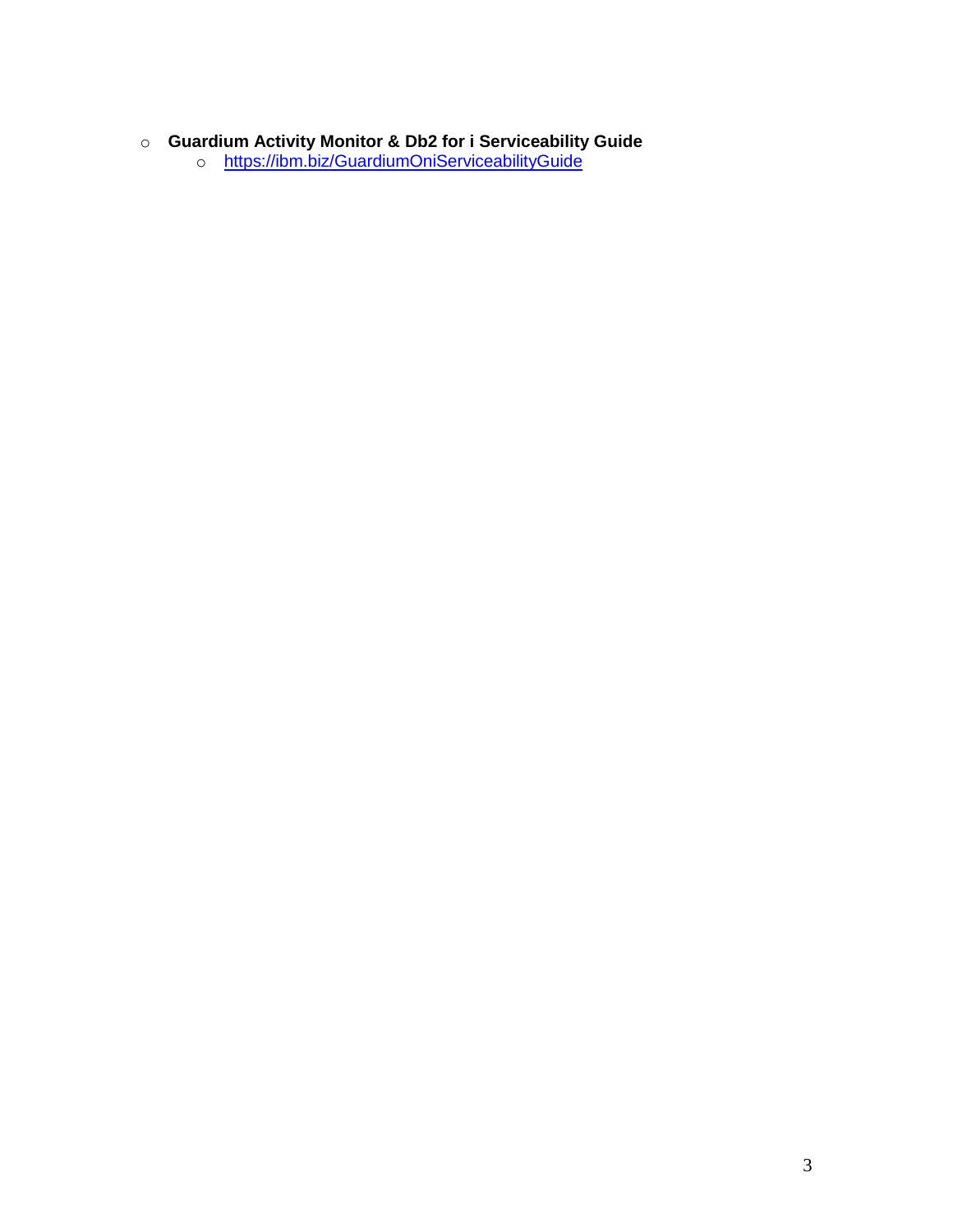- **Guardium Activity Monitor & Db2 for i Serviceability Guide**
  - [https://ibm.biz/GuardiumOniServiceabilityGuide](https://ibm.biz/GuardiumOniServiceabilityGuide)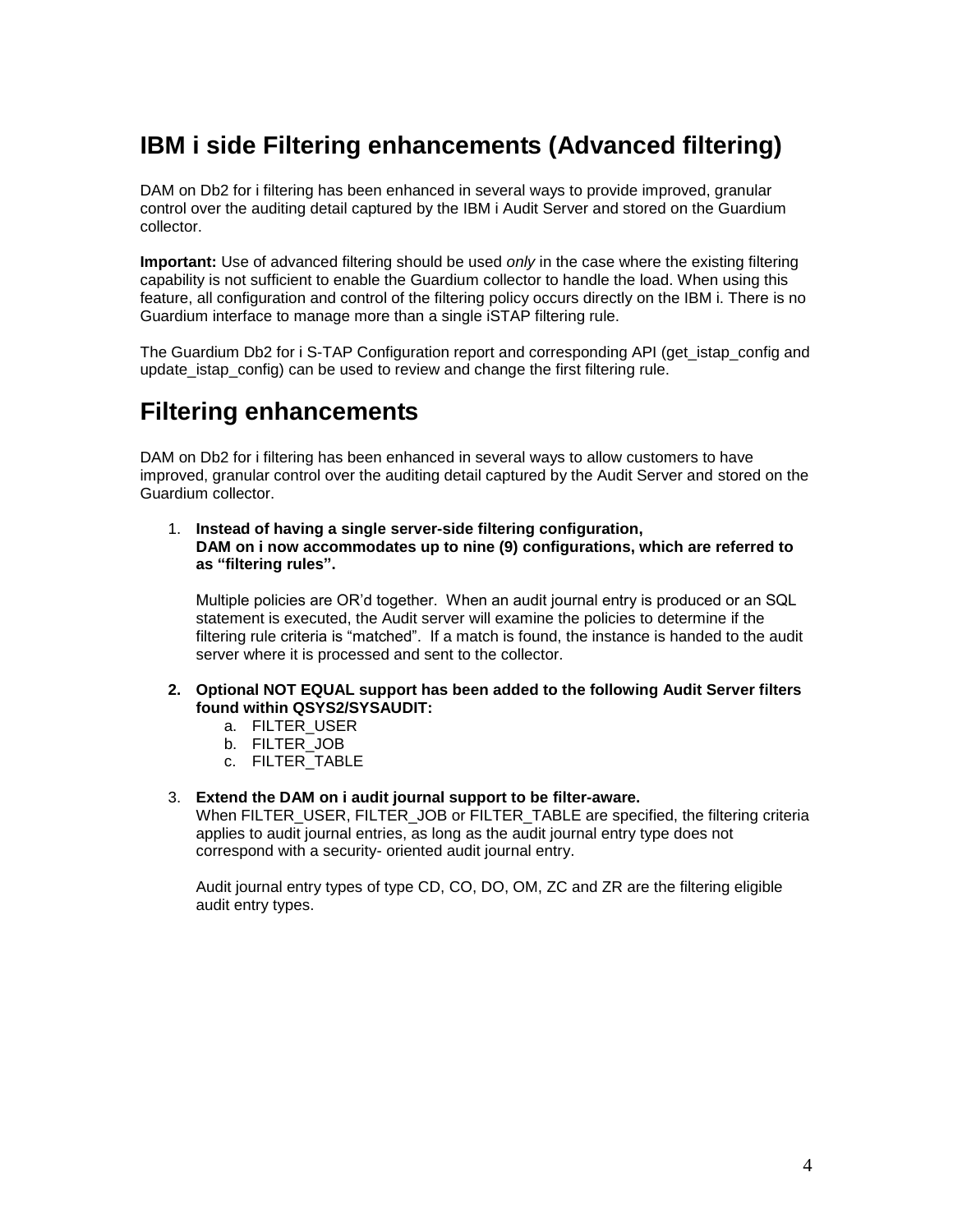## IBM i side Filtering enhancements (Advanced filtering)

DAM on Db2 for i filtering has been enhanced in several ways to provide improved, granular control over the auditing detail captured by the IBM i Audit Server and stored on the Guardium collector.

**Important:** Use of advanced filtering should be used *only* in the case where the existing filtering capability is not sufficient to enable the Guardium collector to handle the load. When using this feature, all configuration and control of the filtering policy occurs directly on the IBM i. There is no Guardium interface to manage more than a single iSTAP filtering rule.

The Guardium Db2 for i S-TAP Configuration report and corresponding API (get_istap_config and update_istap_config) can be used to review and change the first filtering rule.

## Filtering enhancements

DAM on Db2 for i filtering has been enhanced in several ways to allow customers to have improved, granular control over the auditing detail captured by the Audit Server and stored on the Guardium collector.

1. **Instead of having a single server-side filtering configuration, DAM on i now accommodates up to nine (9) configurations, which are referred to as "filtering rules".**

   Multiple policies are OR'd together. When an audit journal entry is produced or an SQL statement is executed, the Audit server will examine the policies to determine if the filtering rule criteria is "matched". If a match is found, the instance is handed to the audit server where it is processed and sent to the collector.

2. **Optional NOT EQUAL support has been added to the following Audit Server filters found within QSYS2/SYSAUDIT:**
   a. FILTER_USER
   b. FILTER_JOB
   c. FILTER_TABLE

3. **Extend the DAM on i audit journal support to be filter-aware.**
   When FILTER_USER, FILTER_JOB or FILTER_TABLE are specified, the filtering criteria applies to audit journal entries, as long as the audit journal entry type does not correspond with a security- oriented audit journal entry.

   Audit journal entry types of type CD, CO, DO, OM, ZC and ZR are the filtering eligible audit entry types.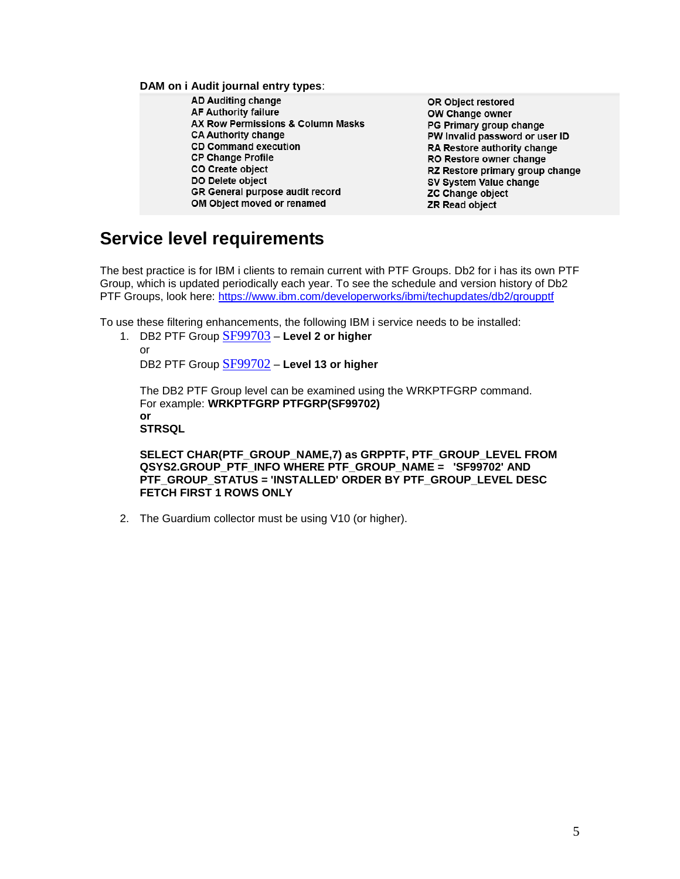**DAM on i Audit journal entry types**:

| | |
|---|---|
| **AD Auditing change** | **OR Object restored** |
| **AF Authority failure** | **OW Change owner** |
| **AX Row Permissions & Column Masks** | **PG Primary group change** |
| **CA Authority change** | **PW Invalid password or user ID** |
| **CD Command execution** | **RA Restore authority change** |
| **CP Change Profile** | **RO Restore owner change** |
| **CO Create object** | **RZ Restore primary group change** |
| **DO Delete object** | **SV System Value change** |
| **GR General purpose audit record** | **ZC Change object** |
| **OM Object moved or renamed** | **ZR Read object** |

## Service level requirements

The best practice is for IBM i clients to remain current with PTF Groups. Db2 for i has its own PTF Group, which is updated periodically each year. To see the schedule and version history of Db2 PTF Groups, look here: https://www.ibm.com/developerworks/ibmi/techupdates/db2/groupptf

To use these filtering enhancements, the following IBM i service needs to be installed:

1. DB2 PTF Group SF99703 – **Level 2 or higher**
   or
   DB2 PTF Group SF99702 – **Level 13 or higher**

   The DB2 PTF Group level can be examined using the WRKPTFGRP command.
   For example: **WRKPTFGRP PTFGRP(SF99702)**
   **or**
   **STRSQL**

   **SELECT CHAR(PTF_GROUP_NAME,7) as GRPPTF, PTF_GROUP_LEVEL FROM QSYS2.GROUP_PTF_INFO WHERE PTF_GROUP_NAME = 'SF99702' AND PTF_GROUP_STATUS = 'INSTALLED' ORDER BY PTF_GROUP_LEVEL DESC FETCH FIRST 1 ROWS ONLY**

2. The Guardium collector must be using V10 (or higher).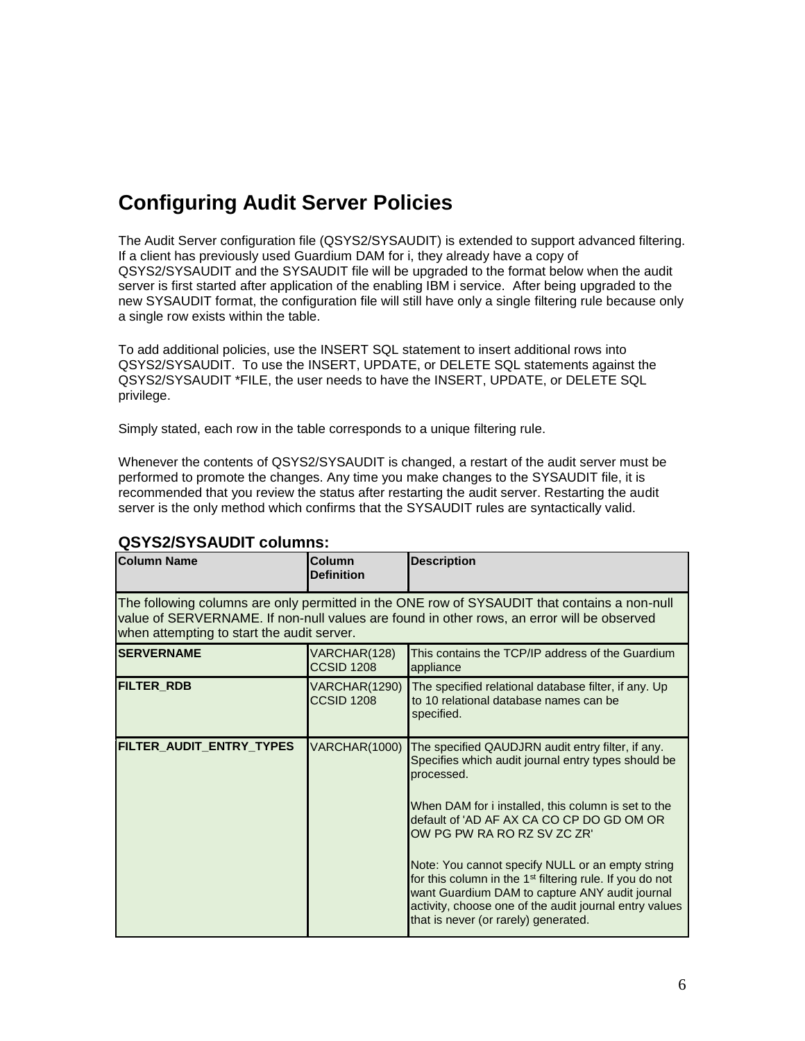## Configuring Audit Server Policies

The Audit Server configuration file (QSYS2/SYSAUDIT) is extended to support advanced filtering. If a client has previously used Guardium DAM for i, they already have a copy of QSYS2/SYSAUDIT and the SYSAUDIT file will be upgraded to the format below when the audit server is first started after application of the enabling IBM i service. After being upgraded to the new SYSAUDIT format, the configuration file will still have only a single filtering rule because only a single row exists within the table.

To add additional policies, use the INSERT SQL statement to insert additional rows into QSYS2/SYSAUDIT. To use the INSERT, UPDATE, or DELETE SQL statements against the QSYS2/SYSAUDIT *FILE, the user needs to have the INSERT, UPDATE, or DELETE SQL privilege.

Simply stated, each row in the table corresponds to a unique filtering rule.

Whenever the contents of QSYS2/SYSAUDIT is changed, a restart of the audit server must be performed to promote the changes. Any time you make changes to the SYSAUDIT file, it is recommended that you review the status after restarting the audit server. Restarting the audit server is the only method which confirms that the SYSAUDIT rules are syntactically valid.

### QSYS2/SYSAUDIT columns:

| Column Name | Column Definition | Description |
|---|---|---|
| The following columns are only permitted in the ONE row of SYSAUDIT that contains a non-null value of SERVERNAME. If non-null values are found in other rows, an error will be observed when attempting to start the audit server. | | |
| **SERVERNAME** | VARCHAR(128) CCSID 1208 | This contains the TCP/IP address of the Guardium appliance |
| **FILTER_RDB** | VARCHAR(1290) CCSID 1208 | The specified relational database filter, if any. Up to 10 relational database names can be specified. |
| **FILTER_AUDIT_ENTRY_TYPES** | VARCHAR(1000) | The specified QAUDJRN audit entry filter, if any. Specifies which audit journal entry types should be processed.<br><br>When DAM for i installed, this column is set to the default of 'AD AF AX CA CO CP DO GD OM OR OW PG PW RA RO RZ SV ZC ZR'<br><br>Note: You cannot specify NULL or an empty string for this column in the 1st filtering rule. If you do not want Guardium DAM to capture ANY audit journal activity, choose one of the audit journal entry values that is never (or rarely) generated. |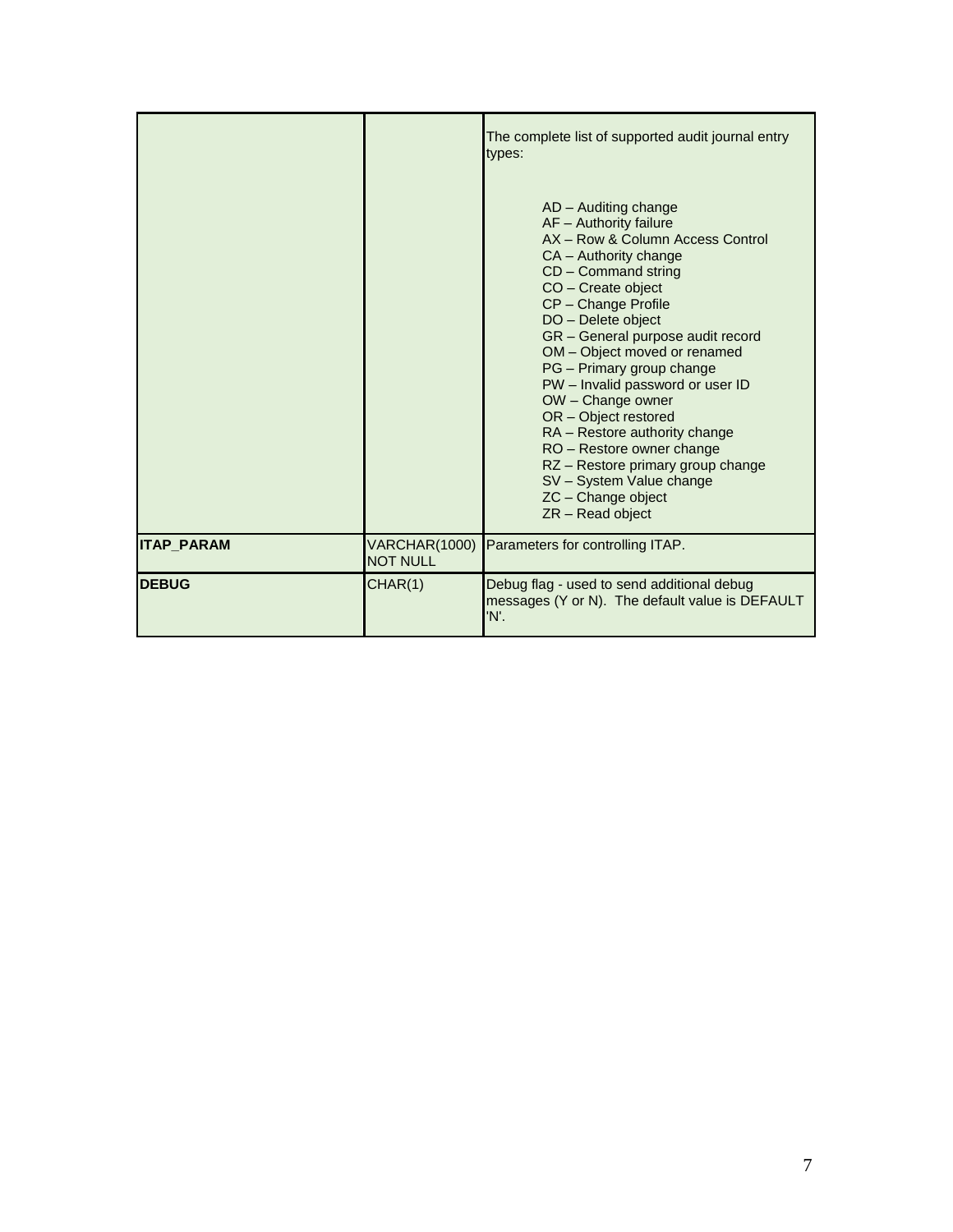| | | |
|---|---|---|
| | | The complete list of supported audit journal entry types:<br><br>AD – Auditing change<br>AF – Authority failure<br>AX – Row & Column Access Control<br>CA – Authority change<br>CD – Command string<br>CO – Create object<br>CP – Change Profile<br>DO – Delete object<br>GR – General purpose audit record<br>OM – Object moved or renamed<br>PG – Primary group change<br>PW – Invalid password or user ID<br>OW – Change owner<br>OR – Object restored<br>RA – Restore authority change<br>RO – Restore owner change<br>RZ – Restore primary group change<br>SV – System Value change<br>ZC – Change object<br>ZR – Read object |
| **ITAP_PARAM** | VARCHAR(1000) NOT NULL | Parameters for controlling ITAP. |
| **DEBUG** | CHAR(1) | Debug flag - used to send additional debug messages (Y or N). The default value is DEFAULT 'N'. |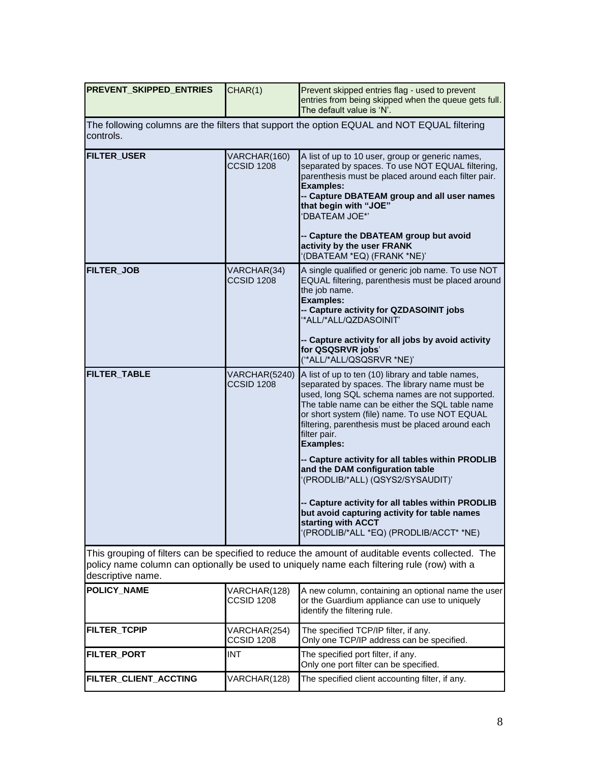| | | |
|---|---|---|
| **PREVENT_SKIPPED_ENTRIES** | CHAR(1) | Prevent skipped entries flag - used to prevent entries from being skipped when the queue gets full. The default value is 'N'. |
| The following columns are the filters that support the option EQUAL and NOT EQUAL filtering controls. | | |
| **FILTER_USER** | VARCHAR(160) CCSID 1208 | A list of up to 10 user, group or generic names, separated by spaces. To use NOT EQUAL filtering, parenthesis must be placed around each filter pair.<br>**Examples:**<br>**-- Capture DBATEAM group and all user names that begin with "JOE"**<br>'DBATEAM JOE*'<br><br>**-- Capture the DBATEAM group but avoid activity by the user FRANK**<br>'(DBATEAM *EQ) (FRANK *NE)' |
| **FILTER_JOB** | VARCHAR(34) CCSID 1208 | A single qualified or generic job name. To use NOT EQUAL filtering, parenthesis must be placed around the job name.<br>**Examples:**<br>**-- Capture activity for QZDASOINIT jobs**<br>'*ALL/*ALL/QZDASOINIT'<br><br>**-- Capture activity for all jobs by avoid activity for QSQSRVR jobs**'<br>('*ALL/*ALL/QSQSRVR *NE)' |
| **FILTER_TABLE** | VARCHAR(5240) CCSID 1208 | A list of up to ten (10) library and table names, separated by spaces. The library name must be used, long SQL schema names are not supported. The table name can be either the SQL table name or short system (file) name. To use NOT EQUAL filtering, parenthesis must be placed around each filter pair.<br>**Examples:**<br><br>**-- Capture activity for all tables within PRODLIB and the DAM configuration table**<br>'(PRODLIB/*ALL) (QSYS2/SYSAUDIT)'<br><br>**-- Capture activity for all tables within PRODLIB but avoid capturing activity for table names starting with ACCT**<br>'(PRODLIB/*ALL *EQ) (PRODLIB/ACCT* *NE) |
| This grouping of filters can be specified to reduce the amount of auditable events collected. The policy name column can optionally be used to uniquely name each filtering rule (row) with a descriptive name. | | |
| **POLICY_NAME** | VARCHAR(128) CCSID 1208 | A new column, containing an optional name the user or the Guardium appliance can use to uniquely identify the filtering rule. |
| **FILTER_TCPIP** | VARCHAR(254) CCSID 1208 | The specified TCP/IP filter, if any.<br>Only one TCP/IP address can be specified. |
| **FILTER_PORT** | INT | The specified port filter, if any.<br>Only one port filter can be specified. |
| **FILTER_CLIENT_ACCTING** | VARCHAR(128) | The specified client accounting filter, if any. |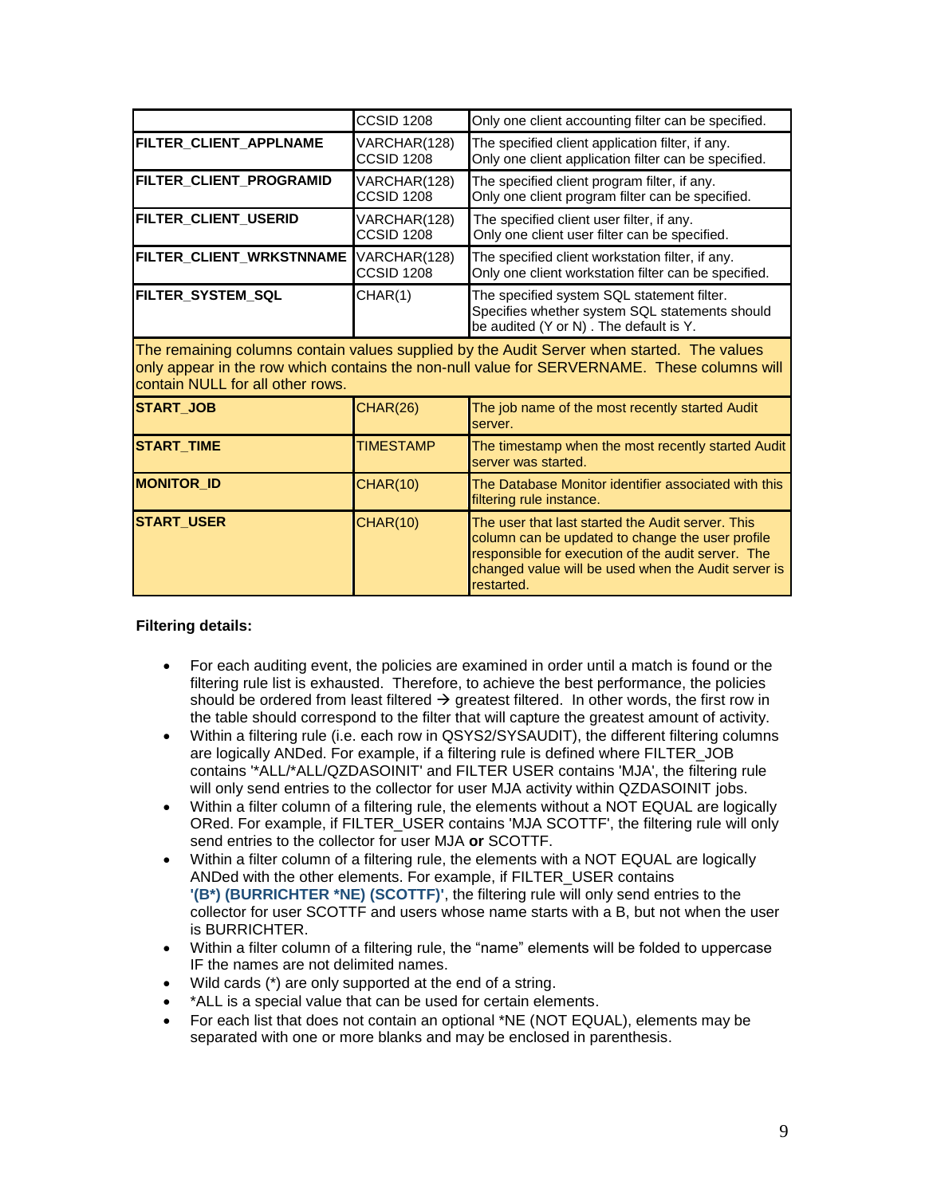| | | |
|---|---|---|
| | CCSID 1208 | Only one client accounting filter can be specified. |
| **FILTER_CLIENT_APPLNAME** | VARCHAR(128) CCSID 1208 | The specified client application filter, if any. Only one client application filter can be specified. |
| **FILTER_CLIENT_PROGRAMID** | VARCHAR(128) CCSID 1208 | The specified client program filter, if any. Only one client program filter can be specified. |
| **FILTER_CLIENT_USERID** | VARCHAR(128) CCSID 1208 | The specified client user filter, if any. Only one client user filter can be specified. |
| **FILTER_CLIENT_WRKSTNNAME** | VARCHAR(128) CCSID 1208 | The specified client workstation filter, if any. Only one client workstation filter can be specified. |
| **FILTER_SYSTEM_SQL** | CHAR(1) | The specified system SQL statement filter. Specifies whether system SQL statements should be audited (Y or N) . The default is Y. |
| The remaining columns contain values supplied by the Audit Server when started. The values only appear in the row which contains the non-null value for SERVERNAME. These columns will contain NULL for all other rows. | | |
| **START_JOB** | CHAR(26) | The job name of the most recently started Audit server. |
| **START_TIME** | TIMESTAMP | The timestamp when the most recently started Audit server was started. |
| **MONITOR_ID** | CHAR(10) | The Database Monitor identifier associated with this filtering rule instance. |
| **START_USER** | CHAR(10) | The user that last started the Audit server. This column can be updated to change the user profile responsible for execution of the audit server. The changed value will be used when the Audit server is restarted. |

**Filtering details:**

- For each auditing event, the policies are examined in order until a match is found or the filtering rule list is exhausted. Therefore, to achieve the best performance, the policies should be ordered from least filtered → greatest filtered. In other words, the first row in the table should correspond to the filter that will capture the greatest amount of activity.
- Within a filtering rule (i.e. each row in QSYS2/SYSAUDIT), the different filtering columns are logically ANDed. For example, if a filtering rule is defined where FILTER_JOB contains '*ALL/*ALL/QZDASOINIT' and FILTER USER contains 'MJA', the filtering rule will only send entries to the collector for user MJA activity within QZDASOINIT jobs.
- Within a filter column of a filtering rule, the elements without a NOT EQUAL are logically ORed. For example, if FILTER_USER contains 'MJA SCOTTF', the filtering rule will only send entries to the collector for user MJA **or** SCOTTF.
- Within a filter column of a filtering rule, the elements with a NOT EQUAL are logically ANDed with the other elements. For example, if FILTER_USER contains **'(B*) (BURRICHTER *NE) (SCOTTF)'**, the filtering rule will only send entries to the collector for user SCOTTF and users whose name starts with a B, but not when the user is BURRICHTER.
- Within a filter column of a filtering rule, the “name” elements will be folded to uppercase IF the names are not delimited names.
- Wild cards (*) are only supported at the end of a string.
- *ALL is a special value that can be used for certain elements.
- For each list that does not contain an optional *NE (NOT EQUAL), elements may be separated with one or more blanks and may be enclosed in parenthesis.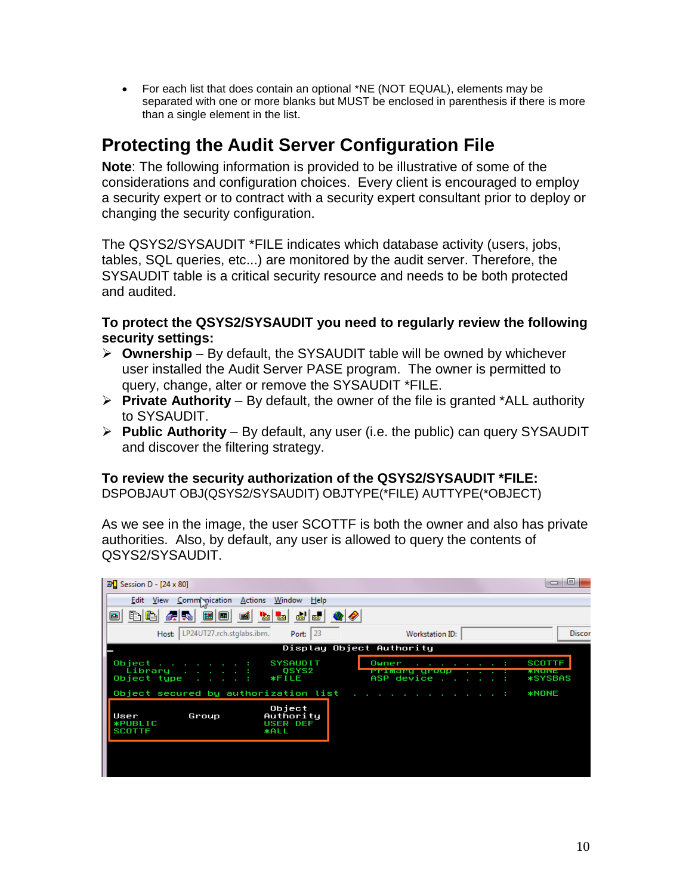- For each list that does contain an optional *NE (NOT EQUAL), elements may be separated with one or more blanks but MUST be enclosed in parenthesis if there is more than a single element in the list.

## Protecting the Audit Server Configuration File

**Note**: The following information is provided to be illustrative of some of the considerations and configuration choices. Every client is encouraged to employ a security expert or to contract with a security expert consultant prior to deploy or changing the security configuration.

The QSYS2/SYSAUDIT *FILE indicates which database activity (users, jobs, tables, SQL queries, etc...) are monitored by the audit server. Therefore, the SYSAUDIT table is a critical security resource and needs to be both protected and audited.

**To protect the QSYS2/SYSAUDIT you need to regularly review the following security settings:**

- **Ownership** – By default, the SYSAUDIT table will be owned by whichever user installed the Audit Server PASE program. The owner is permitted to query, change, alter or remove the SYSAUDIT *FILE.
- **Private Authority** – By default, the owner of the file is granted *ALL authority to SYSAUDIT.
- **Public Authority** – By default, any user (i.e. the public) can query SYSAUDIT and discover the filtering strategy.

**To review the security authorization of the QSYS2/SYSAUDIT *FILE:**

DSPOBJAUT OBJ(QSYS2/SYSAUDIT) OBJTYPE(*FILE) AUTTYPE(*OBJECT)

As we see in the image, the user SCOTTF is both the owner and also has private authorities. Also, by default, any user is allowed to query the contents of QSYS2/SYSAUDIT.

```
                         Display Object Authority
Object . . . . . . . :   SYSAUDIT       Owner . . . . . . . :   SCOTTF
  Library  . . . . . :     QSYS2        Primary group . . . :   *NONE
Object type  . . . . :   *FILE          ASP device  . . . . :   *SYSBAS

Object secured by authorization list . . . . . . . . . . . . :   *NONE

                                 Object
User        Group              Authority
*PUBLIC                        USER DEF
SCOTTF                         *ALL
```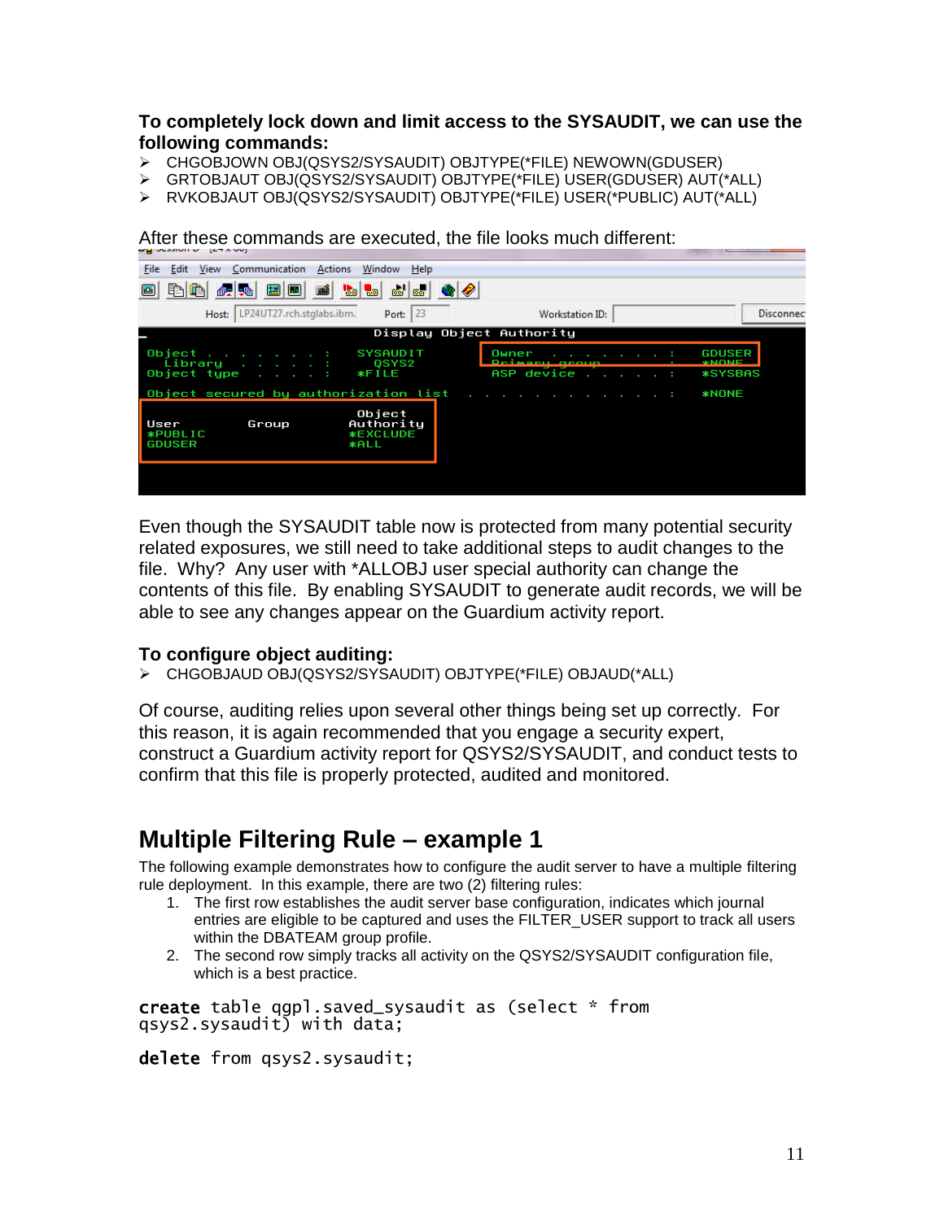**To completely lock down and limit access to the SYSAUDIT, we can use the following commands:**

- CHGOBJOWN OBJ(QSYS2/SYSAUDIT) OBJTYPE(*FILE) NEWOWN(GDUSER)
- GRTOBJAUT OBJ(QSYS2/SYSAUDIT) OBJTYPE(*FILE) USER(GDUSER) AUT(*ALL)
- RVKOBJAUT OBJ(QSYS2/SYSAUDIT) OBJTYPE(*FILE) USER(*PUBLIC) AUT(*ALL)

After these commands are executed, the file looks much different:

```
                         Display Object Authority

Object . . . . . . . :   SYSAUDIT       Owner  . . . . . . . :   GDUSER
  Library  . . . . . :     QSYS2        Primary group  . . . :   *NONE
Object type  . . . . :   *FILE          ASP device . . . . . :   *SYSBAS

Object secured by authorization list . . . . . . . . . . . . :   *NONE

                         Object
User        Group       Authority
*PUBLIC                 *EXCLUDE
GDUSER                  *ALL
```

Even though the SYSAUDIT table now is protected from many potential security related exposures, we still need to take additional steps to audit changes to the file. Why? Any user with *ALLOBJ user special authority can change the contents of this file. By enabling SYSAUDIT to generate audit records, we will be able to see any changes appear on the Guardium activity report.

**To configure object auditing:**

- CHGOBJAUD OBJ(QSYS2/SYSAUDIT) OBJTYPE(*FILE) OBJAUD(*ALL)

Of course, auditing relies upon several other things being set up correctly. For this reason, it is again recommended that you engage a security expert, construct a Guardium activity report for QSYS2/SYSAUDIT, and conduct tests to confirm that this file is properly protected, audited and monitored.

## Multiple Filtering Rule – example 1

The following example demonstrates how to configure the audit server to have a multiple filtering rule deployment. In this example, there are two (2) filtering rules:

1. The first row establishes the audit server base configuration, indicates which journal entries are eligible to be captured and uses the FILTER_USER support to track all users within the DBATEAM group profile.
2. The second row simply tracks all activity on the QSYS2/SYSAUDIT configuration file, which is a best practice.

```
create table qgpl.saved_sysaudit as (select * from
qsys2.sysaudit) with data;

delete from qsys2.sysaudit;
```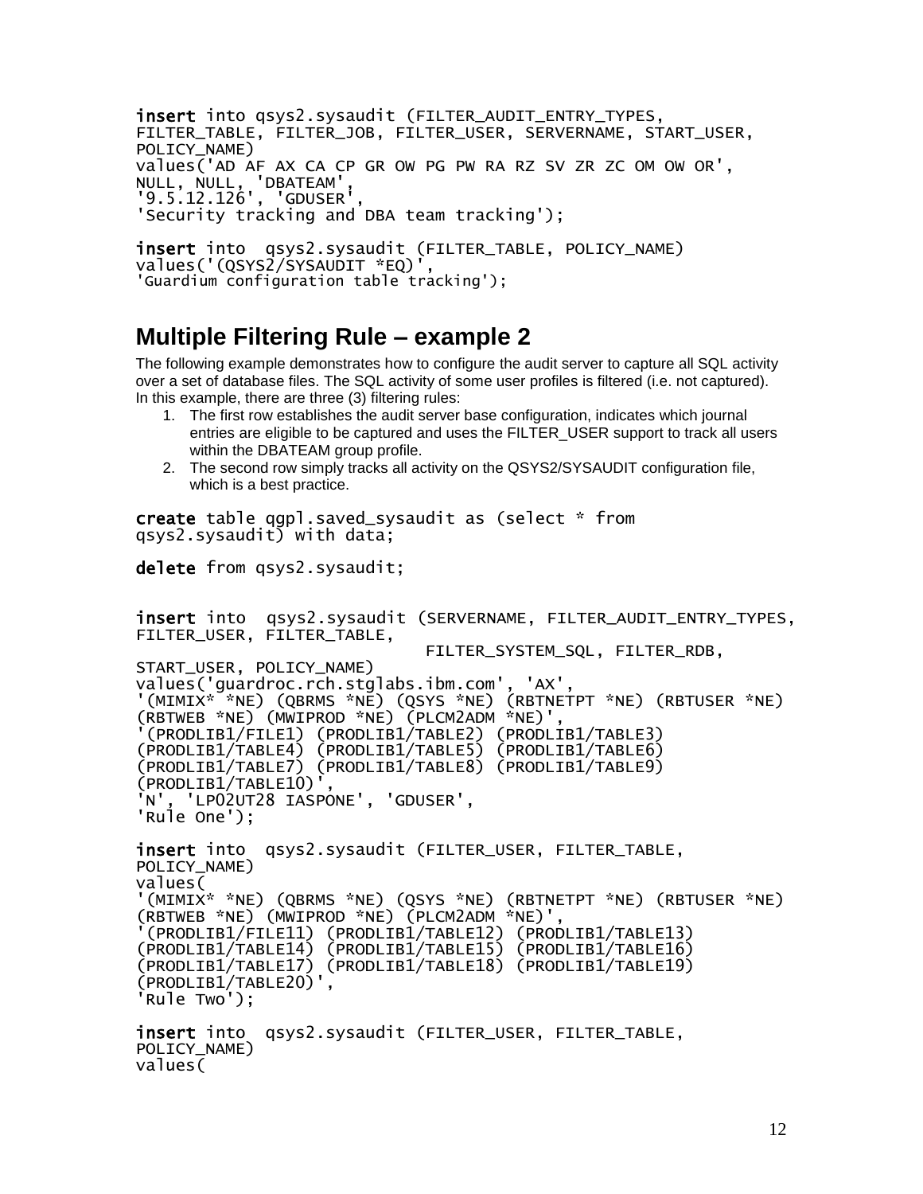```
insert into qsys2.sysaudit (FILTER_AUDIT_ENTRY_TYPES,
FILTER_TABLE, FILTER_JOB, FILTER_USER, SERVERNAME, START_USER,
POLICY_NAME)
values('AD AF AX CA CP GR OW PG PW RA RZ SV ZR ZC OM OW OR',
NULL, NULL, 'DBATEAM',
'9.5.12.126', 'GDUSER',
'Security tracking and DBA team tracking');

insert into  qsys2.sysaudit (FILTER_TABLE, POLICY_NAME)
values('(QSYS2/SYSAUDIT *EQ)',
'Guardium configuration table tracking');
```

## Multiple Filtering Rule – example 2

The following example demonstrates how to configure the audit server to capture all SQL activity over a set of database files. The SQL activity of some user profiles is filtered (i.e. not captured). In this example, there are three (3) filtering rules:

1. The first row establishes the audit server base configuration, indicates which journal entries are eligible to be captured and uses the FILTER_USER support to track all users within the DBATEAM group profile.
2. The second row simply tracks all activity on the QSYS2/SYSAUDIT configuration file, which is a best practice.

```
create table qgpl.saved_sysaudit as (select * from
qsys2.sysaudit) with data;

delete from qsys2.sysaudit;


insert into  qsys2.sysaudit (SERVERNAME, FILTER_AUDIT_ENTRY_TYPES,
FILTER_USER, FILTER_TABLE,
                              FILTER_SYSTEM_SQL, FILTER_RDB,
START_USER, POLICY_NAME)
values('guardroc.rch.stglabs.ibm.com', 'AX',
'(MIMIX* *NE) (QBRMS *NE) (QSYS *NE) (RBTNETPT *NE) (RBTUSER *NE)
(RBTWEB *NE) (MWIPROD *NE) (PLCM2ADM *NE)',
'(PRODLIB1/FILE1) (PRODLIB1/TABLE2) (PRODLIB1/TABLE3)
(PRODLIB1/TABLE4) (PRODLIB1/TABLE5) (PRODLIB1/TABLE6)
(PRODLIB1/TABLE7) (PRODLIB1/TABLE8) (PRODLIB1/TABLE9)
(PRODLIB1/TABLE10)',
'N', 'LP02UT28 IASPONE', 'GDUSER',
'Rule One');

insert into  qsys2.sysaudit (FILTER_USER, FILTER_TABLE,
POLICY_NAME)
values(
'(MIMIX* *NE) (QBRMS *NE) (QSYS *NE) (RBTNETPT *NE) (RBTUSER *NE)
(RBTWEB *NE) (MWIPROD *NE) (PLCM2ADM *NE)',
'(PRODLIB1/FILE11) (PRODLIB1/TABLE12) (PRODLIB1/TABLE13)
(PRODLIB1/TABLE14) (PRODLIB1/TABLE15) (PRODLIB1/TABLE16)
(PRODLIB1/TABLE17) (PRODLIB1/TABLE18) (PRODLIB1/TABLE19)
(PRODLIB1/TABLE20)',
'Rule Two');

insert into  qsys2.sysaudit (FILTER_USER, FILTER_TABLE,
POLICY_NAME)
values(
```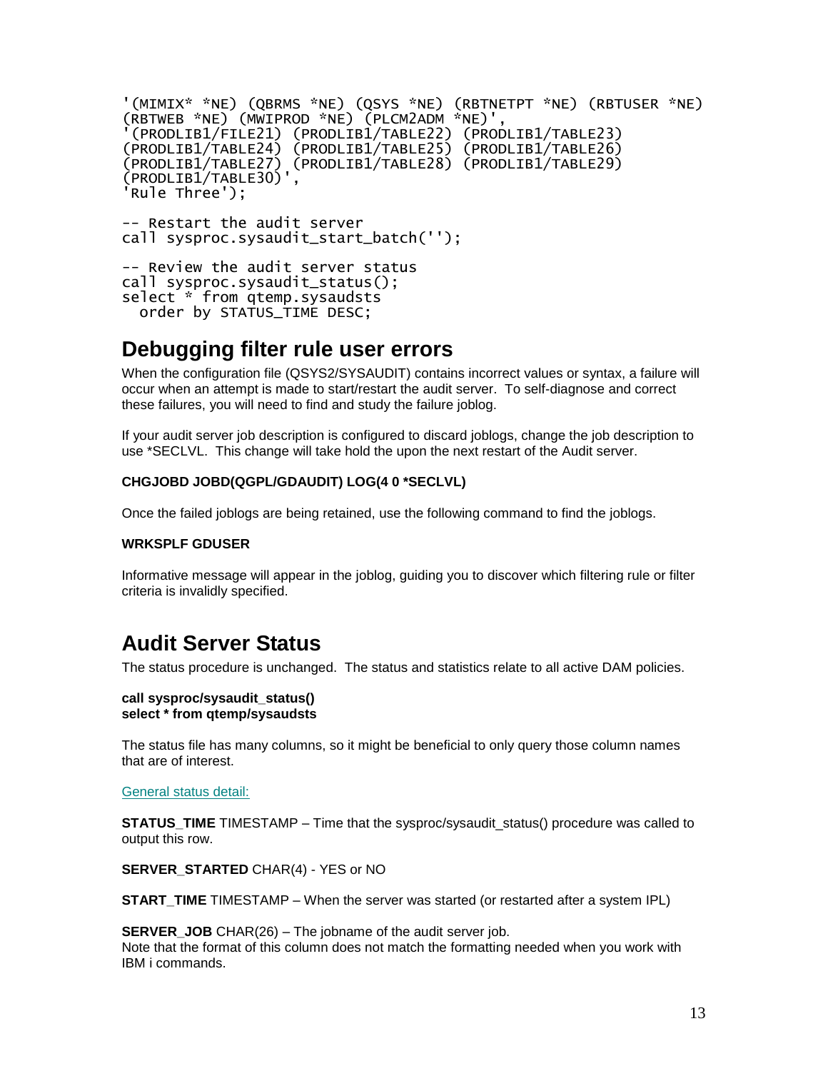```
'(MIMIX* *NE) (QBRMS *NE) (QSYS *NE) (RBTNETPT *NE) (RBTUSER *NE)
(RBTWEB *NE) (MWIPROD *NE) (PLCM2ADM *NE)',
'(PRODLIB1/FILE21) (PRODLIB1/TABLE22) (PRODLIB1/TABLE23)
(PRODLIB1/TABLE24) (PRODLIB1/TABLE25) (PRODLIB1/TABLE26)
(PRODLIB1/TABLE27) (PRODLIB1/TABLE28) (PRODLIB1/TABLE29)
(PRODLIB1/TABLE30)',
'Rule Three');

-- Restart the audit server
call sysproc.sysaudit_start_batch('');

-- Review the audit server status
call sysproc.sysaudit_status();
select * from qtemp.sysaudsts
  order by STATUS_TIME DESC;
```

## Debugging filter rule user errors

When the configuration file (QSYS2/SYSAUDIT) contains incorrect values or syntax, a failure will occur when an attempt is made to start/restart the audit server. To self-diagnose and correct these failures, you will need to find and study the failure joblog.

If your audit server job description is configured to discard joblogs, change the job description to use *SECLVL. This change will take hold the upon the next restart of the Audit server.

**CHGJOBD JOBD(QGPL/GDAUDIT) LOG(4 0 *SECLVL)**

Once the failed joblogs are being retained, use the following command to find the joblogs.

**WRKSPLF GDUSER**

Informative message will appear in the joblog, guiding you to discover which filtering rule or filter criteria is invalidly specified.

## Audit Server Status

The status procedure is unchanged. The status and statistics relate to all active DAM policies.

**call sysproc/sysaudit_status()**
**select * from qtemp/sysaudsts**

The status file has many columns, so it might be beneficial to only query those column names that are of interest.

General status detail:

**STATUS_TIME** TIMESTAMP – Time that the sysproc/sysaudit_status() procedure was called to output this row.

**SERVER_STARTED** CHAR(4) - YES or NO

**START_TIME** TIMESTAMP – When the server was started (or restarted after a system IPL)

**SERVER_JOB** CHAR(26) – The jobname of the audit server job.
Note that the format of this column does not match the formatting needed when you work with IBM i commands.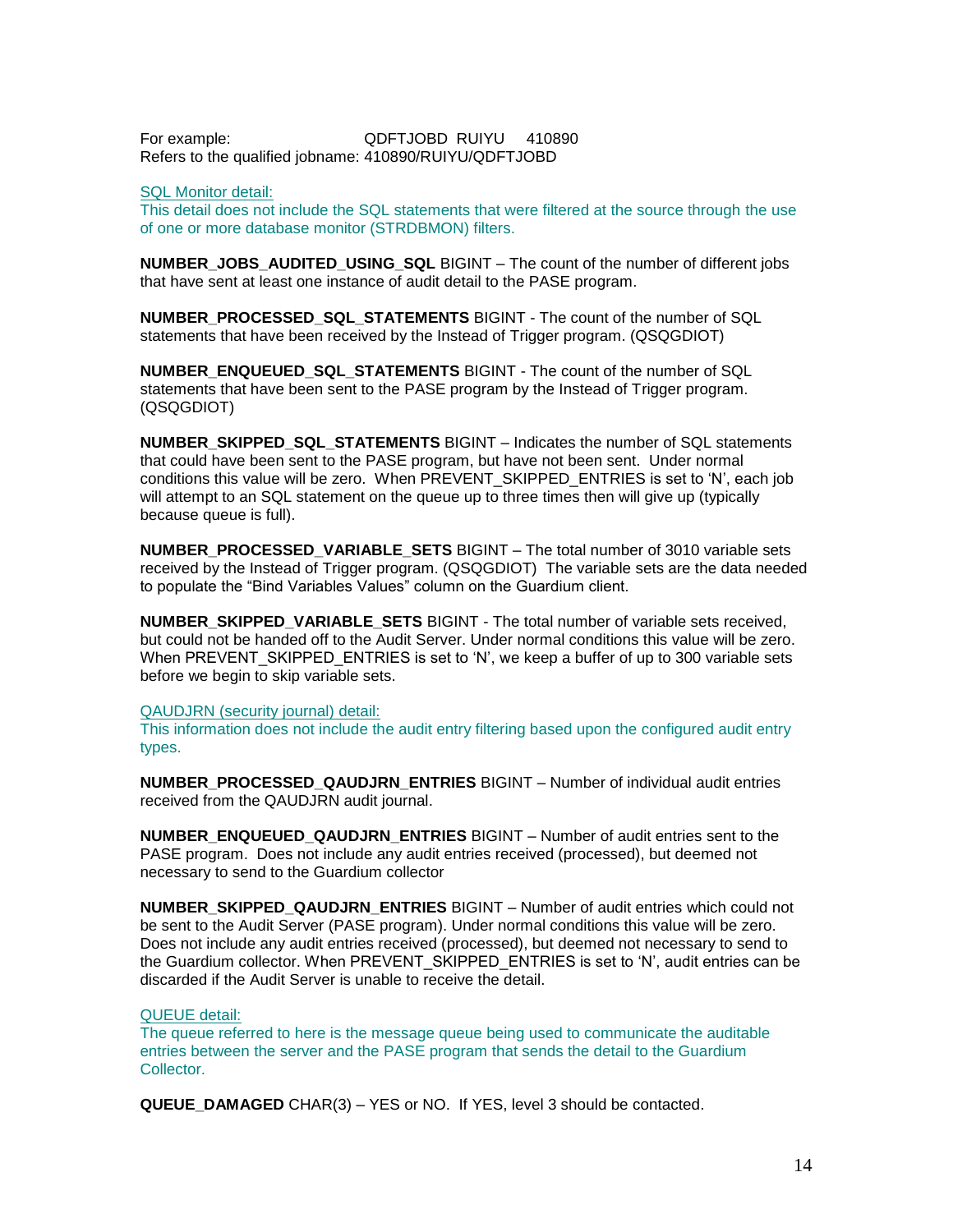For example: QDFTJOBD RUIYU 410890
Refers to the qualified jobname: 410890/RUIYU/QDFTJOBD

SQL Monitor detail:
This detail does not include the SQL statements that were filtered at the source through the use of one or more database monitor (STRDBMON) filters.

**NUMBER_JOBS_AUDITED_USING_SQL** BIGINT – The count of the number of different jobs that have sent at least one instance of audit detail to the PASE program.

**NUMBER_PROCESSED_SQL_STATEMENTS** BIGINT - The count of the number of SQL statements that have been received by the Instead of Trigger program. (QSQGDIOT)

**NUMBER_ENQUEUED_SQL_STATEMENTS** BIGINT - The count of the number of SQL statements that have been sent to the PASE program by the Instead of Trigger program. (QSQGDIOT)

**NUMBER_SKIPPED_SQL_STATEMENTS** BIGINT – Indicates the number of SQL statements that could have been sent to the PASE program, but have not been sent. Under normal conditions this value will be zero. When PREVENT_SKIPPED_ENTRIES is set to 'N', each job will attempt to an SQL statement on the queue up to three times then will give up (typically because queue is full).

**NUMBER_PROCESSED_VARIABLE_SETS** BIGINT – The total number of 3010 variable sets received by the Instead of Trigger program. (QSQGDIOT) The variable sets are the data needed to populate the "Bind Variables Values" column on the Guardium client.

**NUMBER_SKIPPED_VARIABLE_SETS** BIGINT - The total number of variable sets received, but could not be handed off to the Audit Server. Under normal conditions this value will be zero. When PREVENT_SKIPPED_ENTRIES is set to 'N', we keep a buffer of up to 300 variable sets before we begin to skip variable sets.

QAUDJRN (security journal) detail:
This information does not include the audit entry filtering based upon the configured audit entry types.

**NUMBER_PROCESSED_QAUDJRN_ENTRIES** BIGINT – Number of individual audit entries received from the QAUDJRN audit journal.

**NUMBER_ENQUEUED_QAUDJRN_ENTRIES** BIGINT – Number of audit entries sent to the PASE program. Does not include any audit entries received (processed), but deemed not necessary to send to the Guardium collector

**NUMBER_SKIPPED_QAUDJRN_ENTRIES** BIGINT – Number of audit entries which could not be sent to the Audit Server (PASE program). Under normal conditions this value will be zero. Does not include any audit entries received (processed), but deemed not necessary to send to the Guardium collector. When PREVENT_SKIPPED_ENTRIES is set to 'N', audit entries can be discarded if the Audit Server is unable to receive the detail.

QUEUE detail:
The queue referred to here is the message queue being used to communicate the auditable entries between the server and the PASE program that sends the detail to the Guardium Collector.

**QUEUE_DAMAGED** CHAR(3) – YES or NO. If YES, level 3 should be contacted.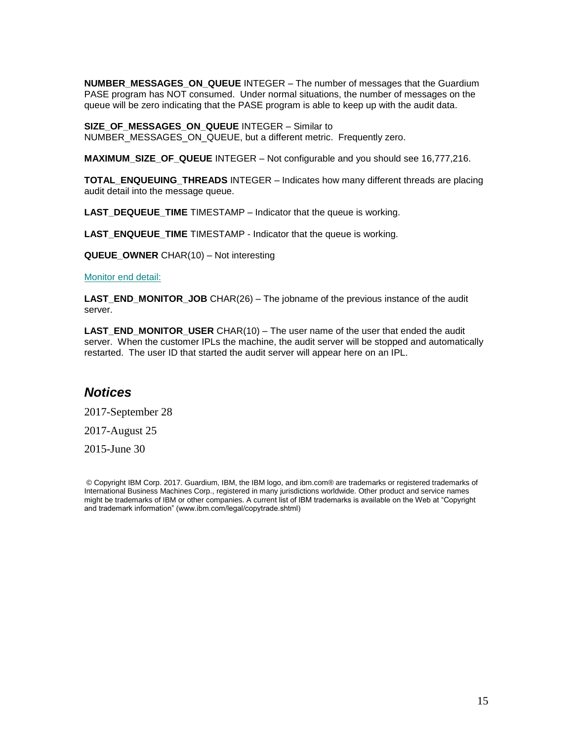**NUMBER_MESSAGES_ON_QUEUE** INTEGER – The number of messages that the Guardium PASE program has NOT consumed. Under normal situations, the number of messages on the queue will be zero indicating that the PASE program is able to keep up with the audit data.

**SIZE_OF_MESSAGES_ON_QUEUE** INTEGER – Similar to NUMBER_MESSAGES_ON_QUEUE, but a different metric. Frequently zero.

**MAXIMUM_SIZE_OF_QUEUE** INTEGER – Not configurable and you should see 16,777,216.

**TOTAL_ENQUEUING_THREADS** INTEGER – Indicates how many different threads are placing audit detail into the message queue.

**LAST_DEQUEUE_TIME** TIMESTAMP – Indicator that the queue is working.

**LAST_ENQUEUE_TIME** TIMESTAMP - Indicator that the queue is working.

**QUEUE_OWNER** CHAR(10) – Not interesting

Monitor end detail:

**LAST_END_MONITOR_JOB** CHAR(26) – The jobname of the previous instance of the audit server.

**LAST_END_MONITOR_USER** CHAR(10) – The user name of the user that ended the audit server. When the customer IPLs the machine, the audit server will be stopped and automatically restarted. The user ID that started the audit server will appear here on an IPL.

## *Notices*

2017-September 28

2017-August 25

2015-June 30

© Copyright IBM Corp. 2017. Guardium, IBM, the IBM logo, and ibm.com® are trademarks or registered trademarks of International Business Machines Corp., registered in many jurisdictions worldwide. Other product and service names might be trademarks of IBM or other companies. A current list of IBM trademarks is available on the Web at "Copyright and trademark information" (www.ibm.com/legal/copytrade.shtml)